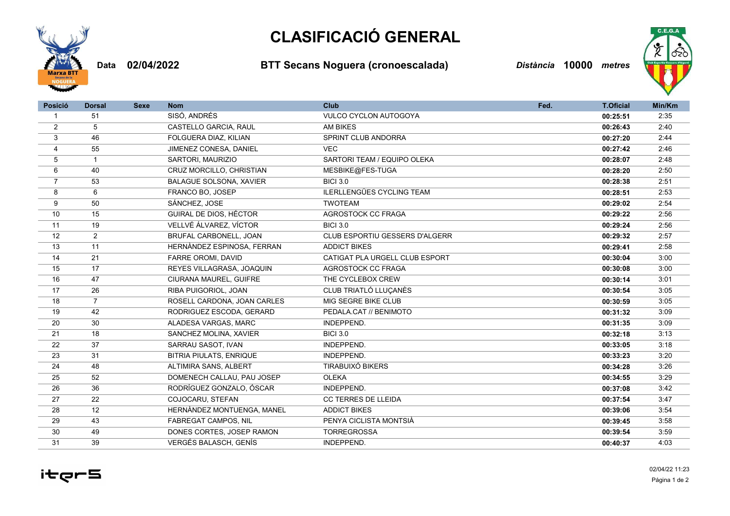# CLASIFICACIÓ GENERAL

**Data** **02/04/2022** **BTT Secans Noguera (cronoescalada)** *Distància* **10000** *metres*

| Posició | Dorsal | Sexe | Nom | Club | Fed. | T.Oficial | Min/Km |
|---|---|---|---|---|---|---|---|
| 1 | 51 | | SISÓ, ANDRÉS | VULCO CYCLON AUTOGOYA | | **00:25:51** | 2:35 |
| 2 | 5 | | CASTELLO GARCIA, RAUL | AM BIKES | | **00:26:43** | 2:40 |
| 3 | 46 | | FOLGUERA DIAZ, KILIAN | SPRINT CLUB ANDORRA | | **00:27:20** | 2:44 |
| 4 | 55 | | JIMENEZ CONESA, DANIEL | VEC | | **00:27:42** | 2:46 |
| 5 | 1 | | SARTORI, MAURIZIO | SARTORI TEAM / EQUIPO OLEKA | | **00:28:07** | 2:48 |
| 6 | 40 | | CRUZ MORCILLO, CHRISTIAN | MESBIKE@FES-TUGA | | **00:28:20** | 2:50 |
| 7 | 53 | | BALAGUE SOLSONA, XAVIER | BICI 3.0 | | **00:28:38** | 2:51 |
| 8 | 6 | | FRANCO BO, JOSEP | ILERLLENGÜES CYCLING TEAM | | **00:28:51** | 2:53 |
| 9 | 50 | | SÁNCHEZ, JOSE | TWOTEAM | | **00:29:02** | 2:54 |
| 10 | 15 | | GUIRAL DE DIOS, HÉCTOR | AGROSTOCK CC FRAGA | | **00:29:22** | 2:56 |
| 11 | 19 | | VELLVÉ ÁLVAREZ, VÍCTOR | BICI 3.0 | | **00:29:24** | 2:56 |
| 12 | 2 | | BRUFAL CARBONELL, JOAN | CLUB ESPORTIU GESSERS D'ALGERR | | **00:29:32** | 2:57 |
| 13 | 11 | | HERNÀNDEZ ESPINOSA, FERRAN | ADDICT BIKES | | **00:29:41** | 2:58 |
| 14 | 21 | | FARRE OROMI, DAVID | CATIGAT PLA URGELL CLUB ESPORT | | **00:30:04** | 3:00 |
| 15 | 17 | | REYES VILLAGRASA, JOAQUIN | AGROSTOCK CC FRAGA | | **00:30:08** | 3:00 |
| 16 | 47 | | CIURANA MAUREL, GUIFRE | THE CYCLEBOX CREW | | **00:30:14** | 3:01 |
| 17 | 26 | | RIBA PUIGORIOL, JOAN | CLUB TRIATLÓ LLUÇANÈS | | **00:30:54** | 3:05 |
| 18 | 7 | | ROSELL CARDONA, JOAN CARLES | MIG SEGRE BIKE CLUB | | **00:30:59** | 3:05 |
| 19 | 42 | | RODRIGUEZ ESCODA, GERARD | PEDALA.CAT // BENIMOTO | | **00:31:32** | 3:09 |
| 20 | 30 | | ALADESA VARGAS, MARC | INDEPPEND. | | **00:31:35** | 3:09 |
| 21 | 18 | | SANCHEZ MOLINA, XAVIER | BICI 3.0 | | **00:32:18** | 3:13 |
| 22 | 37 | | SARRAU SASOT, IVAN | INDEPPEND. | | **00:33:05** | 3:18 |
| 23 | 31 | | BITRIA PIULATS, ENRIQUE | INDEPPEND. | | **00:33:23** | 3:20 |
| 24 | 48 | | ALTIMIRA SANS, ALBERT | TIRABUIXÓ BIKERS | | **00:34:28** | 3:26 |
| 25 | 52 | | DOMENECH CALLAU, PAU JOSEP | OLEKA | | **00:34:55** | 3:29 |
| 26 | 36 | | RODRÍGUEZ GONZALO, ÓSCAR | INDEPPEND. | | **00:37:08** | 3:42 |
| 27 | 22 | | COJOCARU, STEFAN | CC TERRES DE LLEIDA | | **00:37:54** | 3:47 |
| 28 | 12 | | HERNÀNDEZ MONTUENGA, MANEL | ADDICT BIKES | | **00:39:06** | 3:54 |
| 29 | 43 | | FABREGAT CAMPOS, NIL | PENYA CICLISTA MONTSIÀ | | **00:39:45** | 3:58 |
| 30 | 49 | | DONES CORTES, JOSEP RAMON | TORREGROSSA | | **00:39:54** | 3:59 |
| 31 | 39 | | VERGÉS BALASCH, GENÍS | INDEPPEND. | | **00:40:37** | 4:03 |

02/04/22 11:23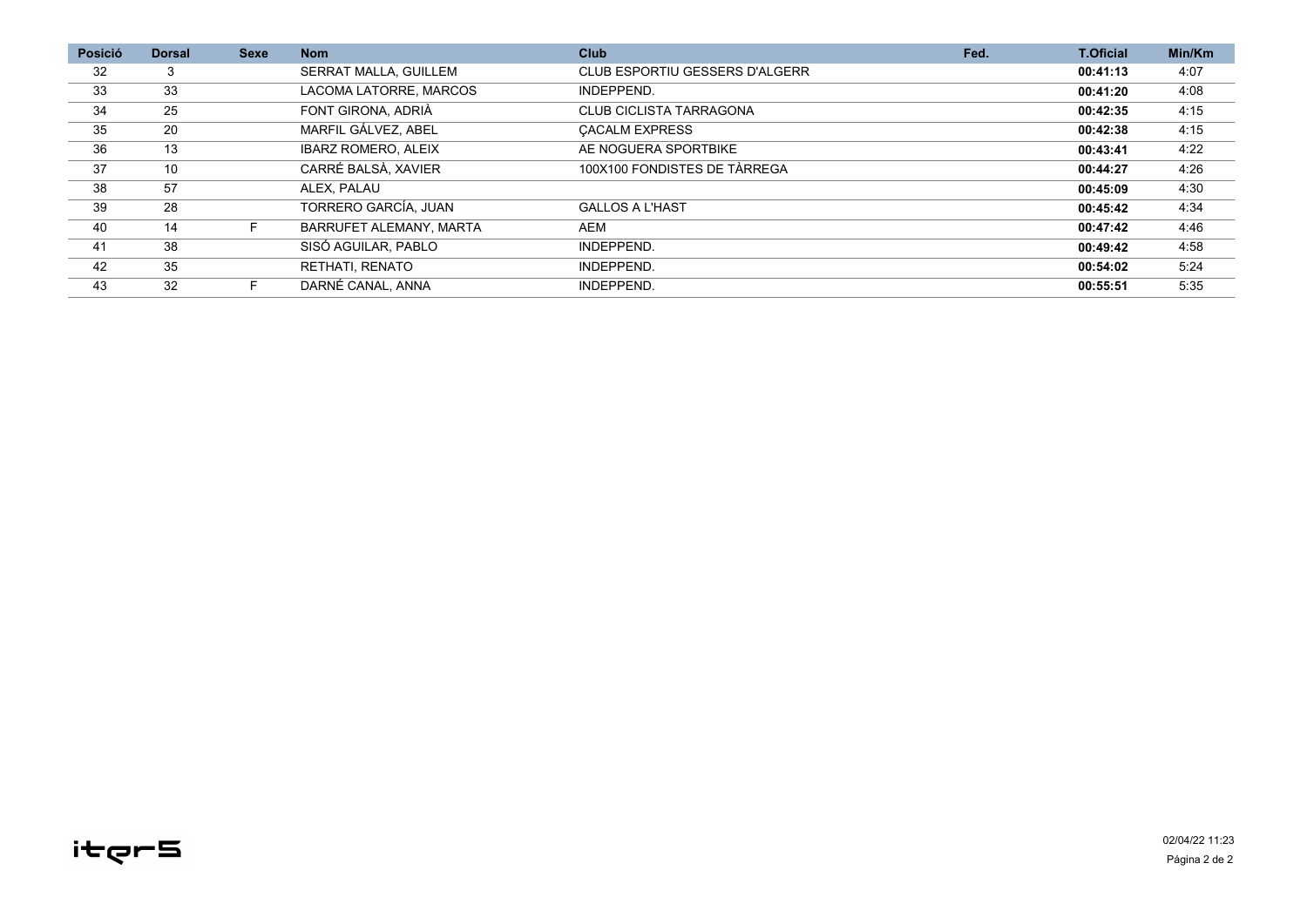| Posició | Dorsal | Sexe | Nom | Club | Fed. | T.Oficial | Min/Km |
|---|---|---|---|---|---|---|---|
| 32 | 3 | | SERRAT MALLA, GUILLEM | CLUB ESPORTIU GESSERS D'ALGERR | | **00:41:13** | 4:07 |
| 33 | 33 | | LACOMA LATORRE, MARCOS | INDEPPEND. | | **00:41:20** | 4:08 |
| 34 | 25 | | FONT GIRONA, ADRIÀ | CLUB CICLISTA TARRAGONA | | **00:42:35** | 4:15 |
| 35 | 20 | | MARFIL GÁLVEZ, ABEL | ÇACALM EXPRESS | | **00:42:38** | 4:15 |
| 36 | 13 | | IBARZ ROMERO, ALEIX | AE NOGUERA SPORTBIKE | | **00:43:41** | 4:22 |
| 37 | 10 | | CARRÉ BALSÀ, XAVIER | 100X100 FONDISTES DE TÀRREGA | | **00:44:27** | 4:26 |
| 38 | 57 | | ALEX, PALAU | | | **00:45:09** | 4:30 |
| 39 | 28 | | TORRERO GARCÍA, JUAN | GALLOS A L'HAST | | **00:45:42** | 4:34 |
| 40 | 14 | F | BARRUFET ALEMANY, MARTA | AEM | | **00:47:42** | 4:46 |
| 41 | 38 | | SISÓ AGUILAR, PABLO | INDEPPEND. | | **00:49:42** | 4:58 |
| 42 | 35 | | RETHATI, RENATO | INDEPPEND. | | **00:54:02** | 5:24 |
| 43 | 32 | F | DARNÉ CANAL, ANNA | INDEPPEND. | | **00:55:51** | 5:35 |

iter5

02/04/22 11:23